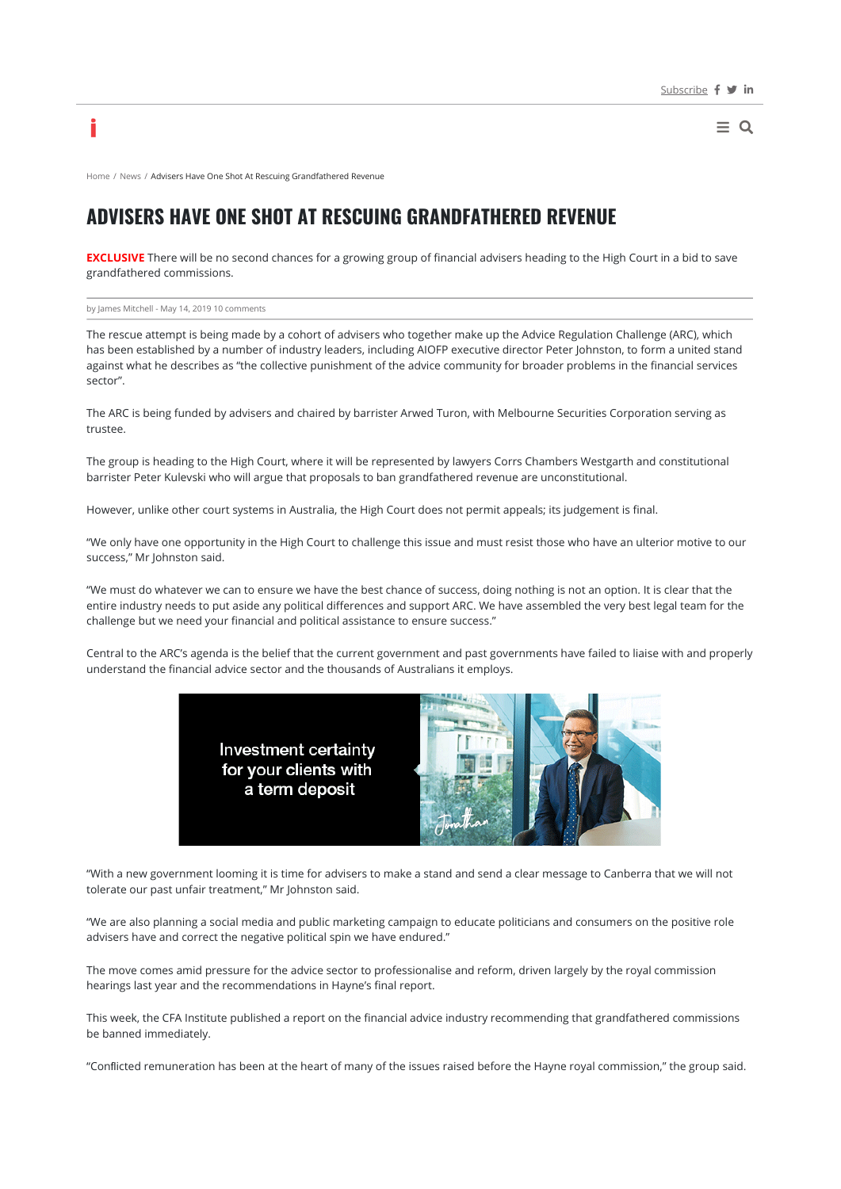Home / News / Advisers Have One Shot At Rescuing Grandfathered Revenue

# ADVISERS HAVE ONE SHOT AT RESCUING GRANDFATHERED REVENUE

**EXCLUSIVE** There will be no second chances for a growing group of financial advisers heading to the High Court in a bid to save grandfathered commissions.

by James Mitchell - May 14, 2019 10 comments

The rescue attempt is being made by a cohort of advisers who together make up the Advice Regulation Challenge (ARC), which has been established by a number of industry leaders, including AIOFP executive director Peter Johnston, to form a united stand against what he describes as "the collective punishment of the advice community for broader problems in the financial services sector".

The ARC is being funded by advisers and chaired by barrister Arwed Turon, with Melbourne Securities Corporation serving as trustee.

The group is heading to the High Court, where it will be represented by lawyers Corrs Chambers Westgarth and constitutional barrister Peter Kulevski who will argue that proposals to ban grandfathered revenue are unconstitutional.

However, unlike other court systems in Australia, the High Court does not permit appeals; its judgement is final.

"We only have one opportunity in the High Court to challenge this issue and must resist those who have an ulterior motive to our success," Mr Johnston said.

"We must do whatever we can to ensure we have the best chance of success, doing nothing is not an option. It is clear that the entire industry needs to put aside any political differences and support ARC. We have assembled the very best legal team for the challenge but we need your financial and political assistance to ensure success."

Central to the ARC's agenda is the belief that the current government and past governments have failed to liaise with and properly understand the financial advice sector and the thousands of Australians it employs.

"With a new government looming it is time for advisers to make a stand and send a clear message to Canberra that we will not tolerate our past unfair treatment," Mr Johnston said.

"We are also planning a social media and public marketing campaign to educate politicians and consumers on the positive role advisers have and correct the negative political spin we have endured."

The move comes amid pressure for the advice sector to professionalise and reform, driven largely by the royal commission hearings last year and the recommendations in Hayne's final report.

This week, the CFA Institute published a report on the financial advice industry recommending that grandfathered commissions be banned immediately.

"Conflicted remuneration has been at the heart of many of the issues raised before the Hayne royal commission," the group said.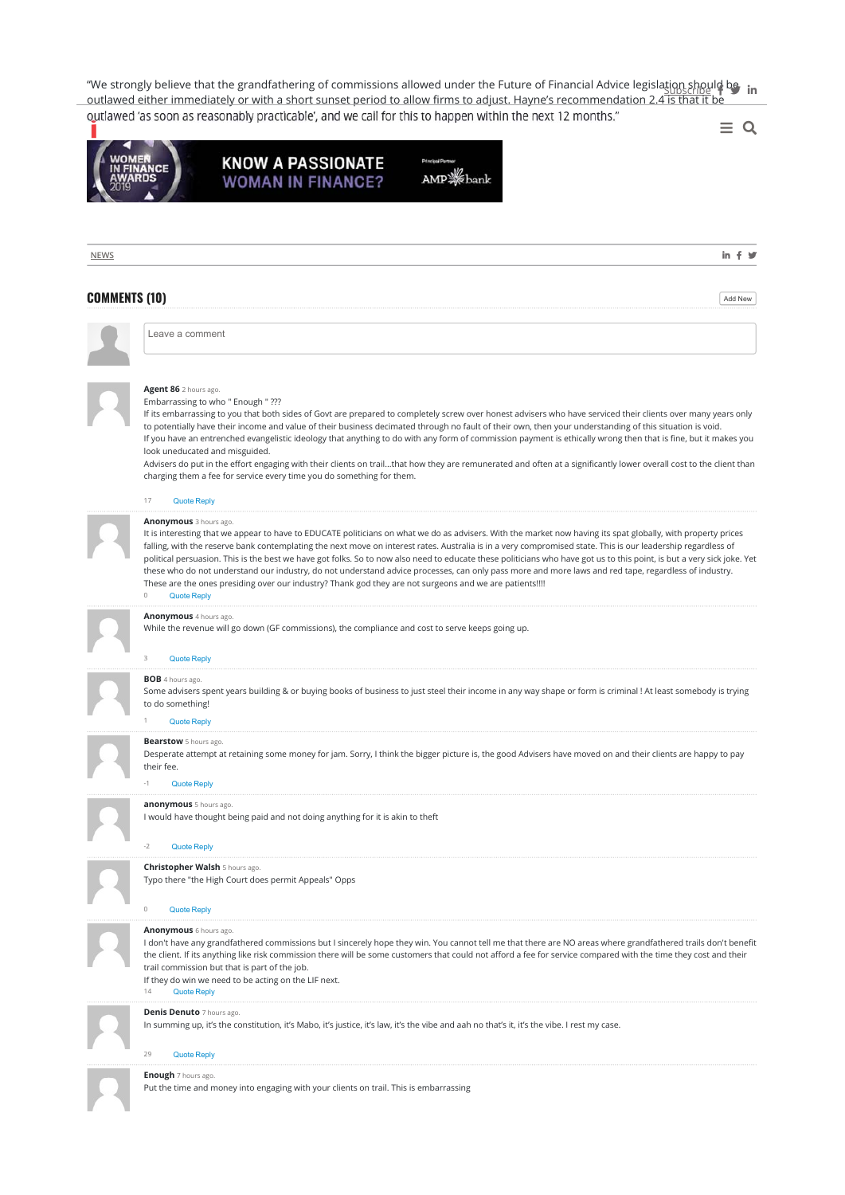"We strongly believe that the grandfathering of commissions allowed under the Future of Financial Advice legislation should be outlawed either immediately or with a short sunset period to allow firms to adjust. Hayne's recommendation 2.4 is that it be outlawed 'as soon as reasonably practicable', and we call for this to happen within the next 12 months."

NEWS

## COMMENTS (10)

Add New

Leave a comment

**Agent 86** 2 hours ago.
Embarrassing to who " Enough " ???
If its embarrassing to you that both sides of Govt are prepared to completely screw over honest advisers who have serviced their clients over many years only to potentially have their income and value of their business decimated through no fault of their own, then your understanding of this situation is void.
If you have an entrenched evangelistic ideology that anything to do with any form of commission payment is ethically wrong then that is fine, but it makes you look uneducated and misguided.
Advisers do put in the effort engaging with their clients on trail...that how they are remunerated and often at a significantly lower overall cost to the client than charging them a fee for service every time you do something for them.

17 Quote Reply

**Anonymous** 3 hours ago.
It is interesting that we appear to have to EDUCATE politicians on what we do as advisers. With the market now having its spat globally, with property prices falling, with the reserve bank contemplating the next move on interest rates. Australia is in a very compromised state. This is our leadership regardless of political persuasion. This is the best we have got folks. So to now also need to educate these politicians who have got us to this point, is but a very sick joke. Yet these who do not understand our industry, do not understand advice processes, can only pass more and more laws and red tape, regardless of industry. These are the ones presiding over our industry? Thank god they are not surgeons and we are patients!!!!

0 Quote Reply

**Anonymous** 4 hours ago.
While the revenue will go down (GF commissions), the compliance and cost to serve keeps going up.

3 Quote Reply

**BOB** 4 hours ago.
Some advisers spent years building & or buying books of business to just steel their income in any way shape or form is criminal ! At least somebody is trying to do something!

1 Quote Reply

**Bearstow** 5 hours ago.
Desperate attempt at retaining some money for jam. Sorry, I think the bigger picture is, the good Advisers have moved on and their clients are happy to pay their fee.

-1 Quote Reply

**anonymous** 5 hours ago.
I would have thought being paid and not doing anything for it is akin to theft

-2 Quote Reply

**Christopher Walsh** 5 hours ago.
Typo there "the High Court does permit Appeals" Opps

0 Quote Reply

**Anonymous** 6 hours ago.
I don't have any grandfathered commissions but I sincerely hope they win. You cannot tell me that there are NO areas where grandfathered trails don't benefit the client. If its anything like risk commission there will be some customers that could not afford a fee for service compared with the time they cost and their trail commission but that is part of the job.
If they do win we need to be acting on the LIF next.

14 Quote Reply

**Denis Denuto** 7 hours ago.
In summing up, it's the constitution, it's Mabo, it's justice, it's law, it's the vibe and aah no that's it, it's the vibe. I rest my case.

29 Quote Reply

**Enough** 7 hours ago.
Put the time and money into engaging with your clients on trail. This is embarrassing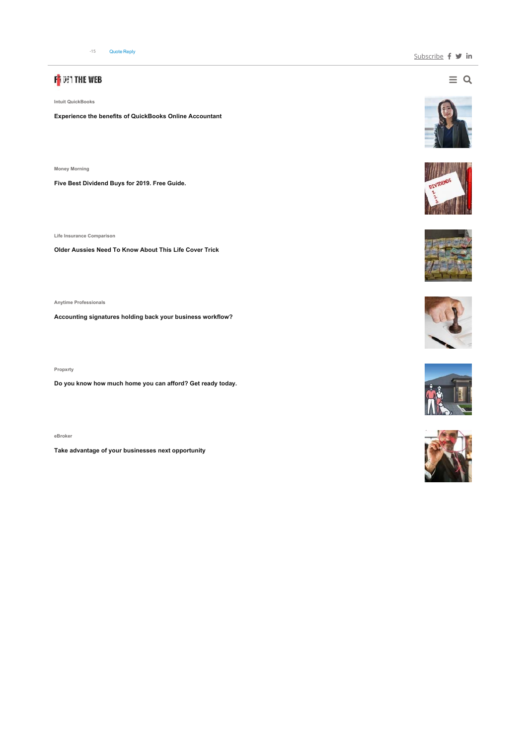-15 Quote Reply

Subscribe

FROM THE WEB

Intuit QuickBooks

**Experience the benefits of QuickBooks Online Accountant**

Money Morning

**Five Best Dividend Buys for 2019. Free Guide.**

Life Insurance Comparison

**Older Aussies Need To Know About This Life Cover Trick**

Anytime Professionals

**Accounting signatures holding back your business workflow?**

Propxrty

**Do you know how much home you can afford? Get ready today.**

eBroker

**Take advantage of your businesses next opportunity**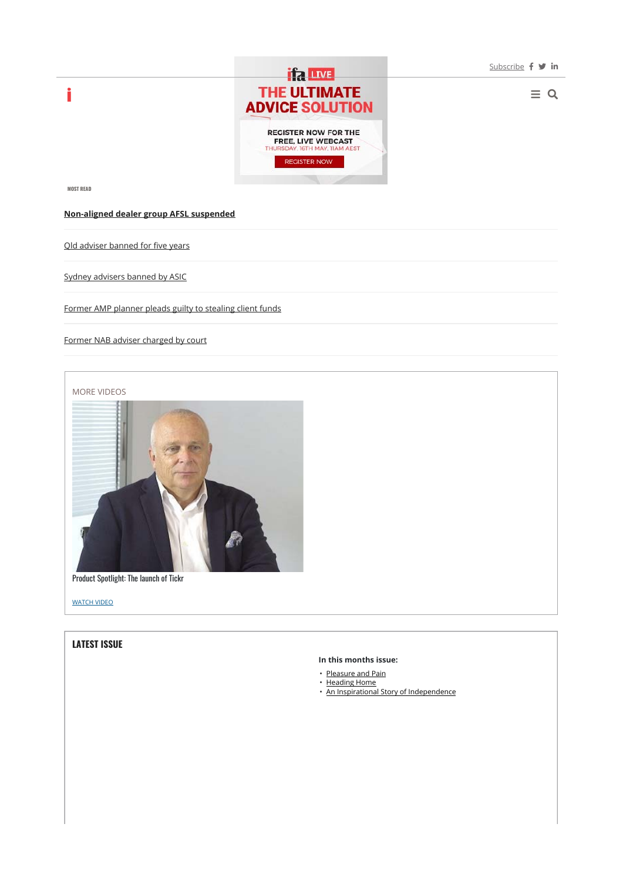Subscribe

ifa LIVE

THE ULTIMATE ADVICE SOLUTION

REGISTER NOW FOR THE FREE, LIVE WEBCAST

THURSDAY, 16TH MAY, 11AM AEST

REGISTER NOW

MOST READ

**Non-aligned dealer group AFSL suspended**

Qld adviser banned for five years

Sydney advisers banned by ASIC

Former AMP planner pleads guilty to stealing client funds

Former NAB adviser charged by court

MORE VIDEOS

Product Spotlight: The launch of Tickr

WATCH VIDEO

## LATEST ISSUE

**In this months issue:**

- Pleasure and Pain
- Heading Home
- An Inspirational Story of Independence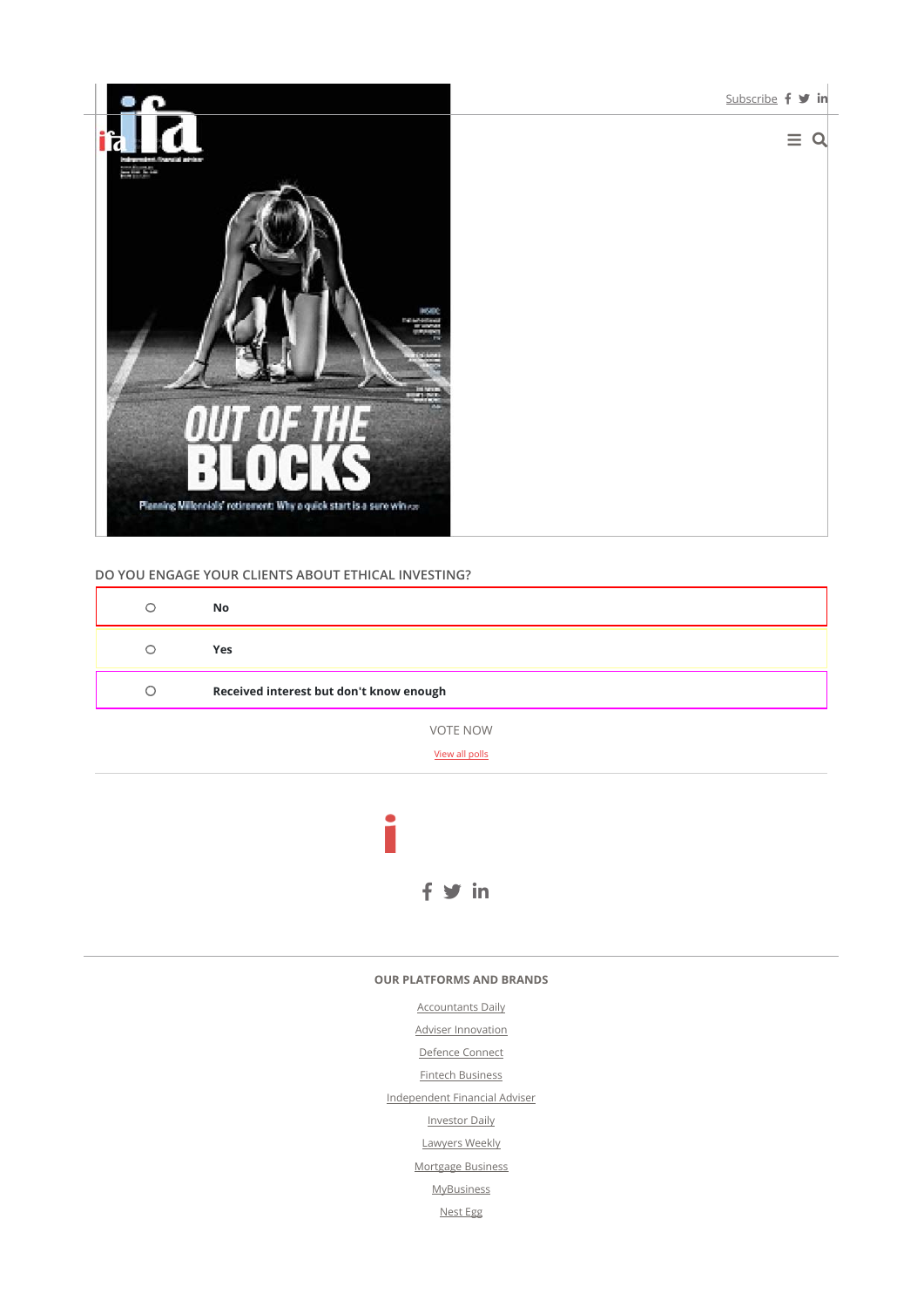Subscribe

## DO YOU ENGAGE YOUR CLIENTS ABOUT ETHICAL INVESTING?

- ○ **No**
- ○ **Yes**
- ○ **Received interest but don't know enough**

VOTE NOW

View all polls

### OUR PLATFORMS AND BRANDS

- Accountants Daily
- Adviser Innovation
- Defence Connect
- Fintech Business
- Independent Financial Adviser
- Investor Daily
- Lawyers Weekly
- Mortgage Business
- MyBusiness
- Nest Egg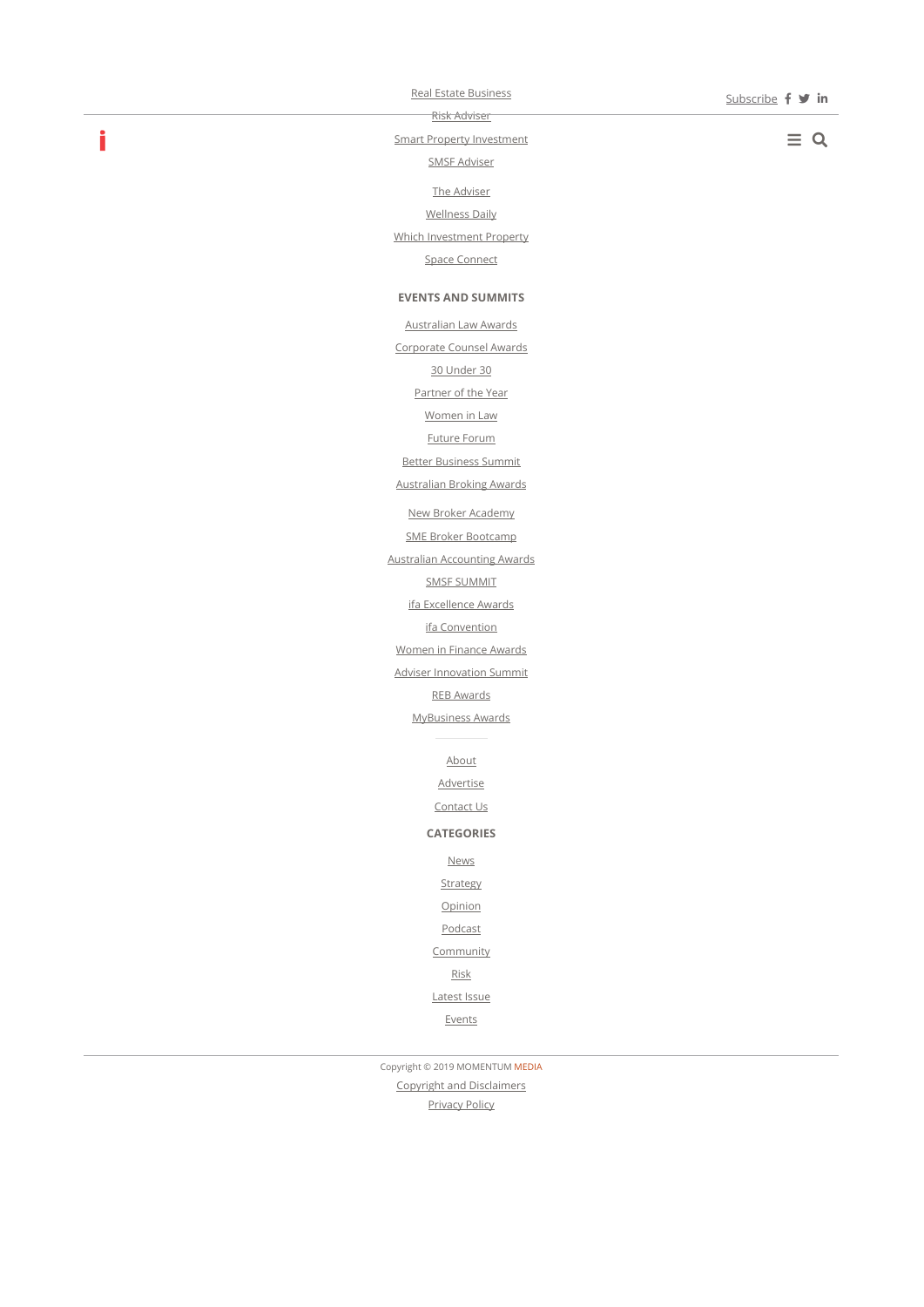Real Estate Business

Risk Adviser

Smart Property Investment

SMSF Adviser

The Adviser

Wellness Daily

Which Investment Property

Space Connect

Subscribe

## EVENTS AND SUMMITS

Australian Law Awards

Corporate Counsel Awards

30 Under 30

Partner of the Year

Women in Law

Future Forum

Better Business Summit

Australian Broking Awards

New Broker Academy

SME Broker Bootcamp

Australian Accounting Awards

SMSF SUMMIT

ifa Excellence Awards

ifa Convention

Women in Finance Awards

Adviser Innovation Summit

REB Awards

MyBusiness Awards

---

About

Advertise

Contact Us

## CATEGORIES

News

Strategy

Opinion

Podcast

Community

Risk

Latest Issue

Events

---

Copyright © 2019 MOMENTUM MEDIA

Copyright and Disclaimers

Privacy Policy